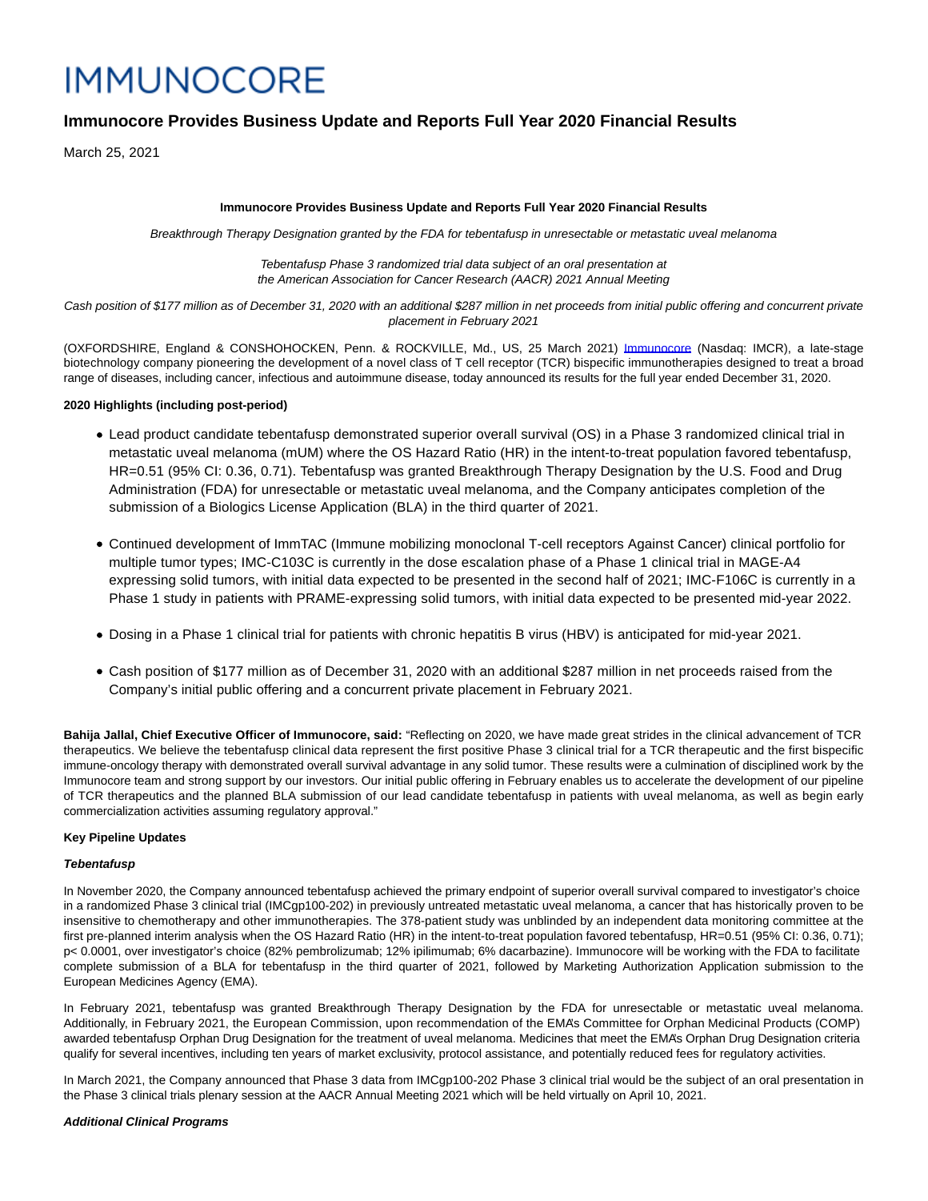# IMMUNOCORE

## Immunocore Provides Business Update and Reports Full Year 2020 Financial Results

March 25, 2021

**Immunocore Provides Business Update and Reports Full Year 2020 Financial Results**

*Breakthrough Therapy Designation granted by the FDA for tebentafusp in unresectable or metastatic uveal melanoma*

*Tebentafusp Phase 3 randomized trial data subject of an oral presentation at the American Association for Cancer Research (AACR) 2021 Annual Meeting*

*Cash position of $177 million as of December 31, 2020 with an additional $287 million in net proceeds from initial public offering and concurrent private placement in February 2021*

(OXFORDSHIRE, England & CONSHOHOCKEN, Penn. & ROCKVILLE, Md., US, 25 March 2021) Immunocore (Nasdaq: IMCR), a late-stage biotechnology company pioneering the development of a novel class of T cell receptor (TCR) bispecific immunotherapies designed to treat a broad range of diseases, including cancer, infectious and autoimmune disease, today announced its results for the full year ended December 31, 2020.

**2020 Highlights (including post-period)**

- Lead product candidate tebentafusp demonstrated superior overall survival (OS) in a Phase 3 randomized clinical trial in metastatic uveal melanoma (mUM) where the OS Hazard Ratio (HR) in the intent-to-treat population favored tebentafusp, HR=0.51 (95% CI: 0.36, 0.71). Tebentafusp was granted Breakthrough Therapy Designation by the U.S. Food and Drug Administration (FDA) for unresectable or metastatic uveal melanoma, and the Company anticipates completion of the submission of a Biologics License Application (BLA) in the third quarter of 2021.
- Continued development of ImmTAC (Immune mobilizing monoclonal T-cell receptors Against Cancer) clinical portfolio for multiple tumor types; IMC-C103C is currently in the dose escalation phase of a Phase 1 clinical trial in MAGE-A4 expressing solid tumors, with initial data expected to be presented in the second half of 2021; IMC-F106C is currently in a Phase 1 study in patients with PRAME-expressing solid tumors, with initial data expected to be presented mid-year 2022.
- Dosing in a Phase 1 clinical trial for patients with chronic hepatitis B virus (HBV) is anticipated for mid-year 2021.
- Cash position of $177 million as of December 31, 2020 with an additional $287 million in net proceeds raised from the Company's initial public offering and a concurrent private placement in February 2021.

**Bahija Jallal, Chief Executive Officer of Immunocore, said:** "Reflecting on 2020, we have made great strides in the clinical advancement of TCR therapeutics. We believe the tebentafusp clinical data represent the first positive Phase 3 clinical trial for a TCR therapeutic and the first bispecific immune-oncology therapy with demonstrated overall survival advantage in any solid tumor. These results were a culmination of disciplined work by the Immunocore team and strong support by our investors. Our initial public offering in February enables us to accelerate the development of our pipeline of TCR therapeutics and the planned BLA submission of our lead candidate tebentafusp in patients with uveal melanoma, as well as begin early commercialization activities assuming regulatory approval."

**Key Pipeline Updates**

***Tebentafusp***

In November 2020, the Company announced tebentafusp achieved the primary endpoint of superior overall survival compared to investigator's choice in a randomized Phase 3 clinical trial (IMCgp100-202) in previously untreated metastatic uveal melanoma, a cancer that has historically proven to be insensitive to chemotherapy and other immunotherapies. The 378-patient study was unblinded by an independent data monitoring committee at the first pre-planned interim analysis when the OS Hazard Ratio (HR) in the intent-to-treat population favored tebentafusp, HR=0.51 (95% CI: 0.36, 0.71); p< 0.0001, over investigator's choice (82% pembrolizumab; 12% ipilimumab; 6% dacarbazine). Immunocore will be working with the FDA to facilitate complete submission of a BLA for tebentafusp in the third quarter of 2021, followed by Marketing Authorization Application submission to the European Medicines Agency (EMA).

In February 2021, tebentafusp was granted Breakthrough Therapy Designation by the FDA for unresectable or metastatic uveal melanoma. Additionally, in February 2021, the European Commission, upon recommendation of the EMA's Committee for Orphan Medicinal Products (COMP) awarded tebentafusp Orphan Drug Designation for the treatment of uveal melanoma. Medicines that meet the EMA's Orphan Drug Designation criteria qualify for several incentives, including ten years of market exclusivity, protocol assistance, and potentially reduced fees for regulatory activities.

In March 2021, the Company announced that Phase 3 data from IMCgp100-202 Phase 3 clinical trial would be the subject of an oral presentation in the Phase 3 clinical trials plenary session at the AACR Annual Meeting 2021 which will be held virtually on April 10, 2021.

***Additional Clinical Programs***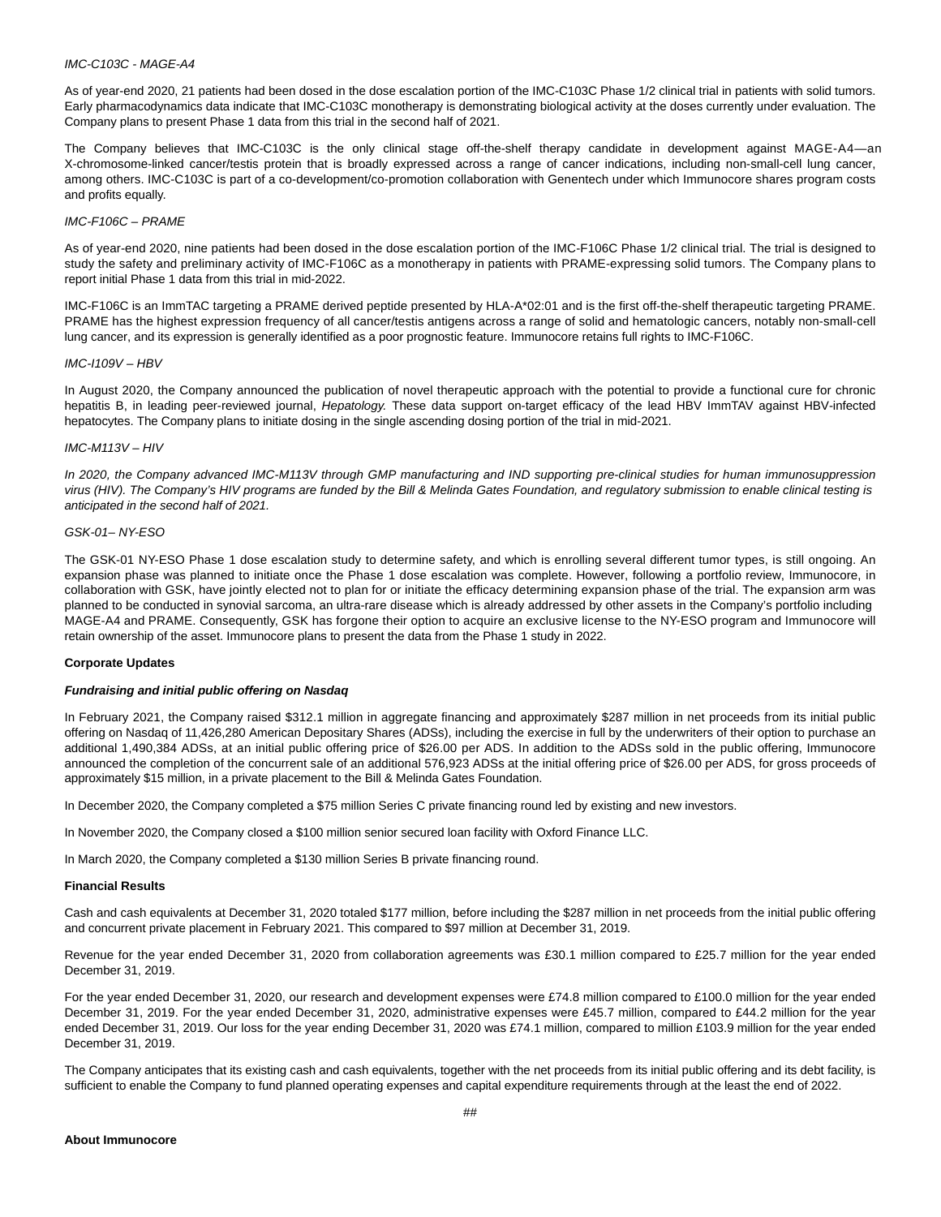*IMC-C103C - MAGE-A4*

As of year-end 2020, 21 patients had been dosed in the dose escalation portion of the IMC-C103C Phase 1/2 clinical trial in patients with solid tumors. Early pharmacodynamics data indicate that IMC-C103C monotherapy is demonstrating biological activity at the doses currently under evaluation. The Company plans to present Phase 1 data from this trial in the second half of 2021.

The Company believes that IMC-C103C is the only clinical stage off-the-shelf therapy candidate in development against MAGE-A4—an X-chromosome-linked cancer/testis protein that is broadly expressed across a range of cancer indications, including non-small-cell lung cancer, among others. IMC-C103C is part of a co-development/co-promotion collaboration with Genentech under which Immunocore shares program costs and profits equally.

*IMC-F106C – PRAME*

As of year-end 2020, nine patients had been dosed in the dose escalation portion of the IMC-F106C Phase 1/2 clinical trial. The trial is designed to study the safety and preliminary activity of IMC-F106C as a monotherapy in patients with PRAME-expressing solid tumors. The Company plans to report initial Phase 1 data from this trial in mid-2022.

IMC-F106C is an ImmTAC targeting a PRAME derived peptide presented by HLA-A*02:01 and is the first off-the-shelf therapeutic targeting PRAME. PRAME has the highest expression frequency of all cancer/testis antigens across a range of solid and hematologic cancers, notably non-small-cell lung cancer, and its expression is generally identified as a poor prognostic feature. Immunocore retains full rights to IMC-F106C.

*IMC-I109V – HBV*

In August 2020, the Company announced the publication of novel therapeutic approach with the potential to provide a functional cure for chronic hepatitis B, in leading peer-reviewed journal, *Hepatology.* These data support on-target efficacy of the lead HBV ImmTAV against HBV-infected hepatocytes. The Company plans to initiate dosing in the single ascending dosing portion of the trial in mid-2021.

*IMC-M113V – HIV*

*In 2020, the Company advanced IMC-M113V through GMP manufacturing and IND supporting pre-clinical studies for human immunosuppression virus (HIV). The Company's HIV programs are funded by the Bill & Melinda Gates Foundation, and regulatory submission to enable clinical testing is anticipated in the second half of 2021.*

*GSK-01– NY-ESO*

The GSK-01 NY-ESO Phase 1 dose escalation study to determine safety, and which is enrolling several different tumor types, is still ongoing. An expansion phase was planned to initiate once the Phase 1 dose escalation was complete. However, following a portfolio review, Immunocore, in collaboration with GSK, have jointly elected not to plan for or initiate the efficacy determining expansion phase of the trial. The expansion arm was planned to be conducted in synovial sarcoma, an ultra-rare disease which is already addressed by other assets in the Company's portfolio including MAGE-A4 and PRAME. Consequently, GSK has forgone their option to acquire an exclusive license to the NY-ESO program and Immunocore will retain ownership of the asset. Immunocore plans to present the data from the Phase 1 study in 2022.

**Corporate Updates**

***Fundraising and initial public offering on Nasdaq***

In February 2021, the Company raised $312.1 million in aggregate financing and approximately $287 million in net proceeds from its initial public offering on Nasdaq of 11,426,280 American Depositary Shares (ADSs), including the exercise in full by the underwriters of their option to purchase an additional 1,490,384 ADSs, at an initial public offering price of $26.00 per ADS. In addition to the ADSs sold in the public offering, Immunocore announced the completion of the concurrent sale of an additional 576,923 ADSs at the initial offering price of $26.00 per ADS, for gross proceeds of approximately $15 million, in a private placement to the Bill & Melinda Gates Foundation.

In December 2020, the Company completed a $75 million Series C private financing round led by existing and new investors.

In November 2020, the Company closed a $100 million senior secured loan facility with Oxford Finance LLC.

In March 2020, the Company completed a $130 million Series B private financing round.

**Financial Results**

Cash and cash equivalents at December 31, 2020 totaled $177 million, before including the $287 million in net proceeds from the initial public offering and concurrent private placement in February 2021. This compared to $97 million at December 31, 2019.

Revenue for the year ended December 31, 2020 from collaboration agreements was £30.1 million compared to £25.7 million for the year ended December 31, 2019.

For the year ended December 31, 2020, our research and development expenses were £74.8 million compared to £100.0 million for the year ended December 31, 2019. For the year ended December 31, 2020, administrative expenses were £45.7 million, compared to £44.2 million for the year ended December 31, 2019. Our loss for the year ending December 31, 2020 was £74.1 million, compared to million £103.9 million for the year ended December 31, 2019.

The Company anticipates that its existing cash and cash equivalents, together with the net proceeds from its initial public offering and its debt facility, is sufficient to enable the Company to fund planned operating expenses and capital expenditure requirements through at the least the end of 2022.

##

**About Immunocore**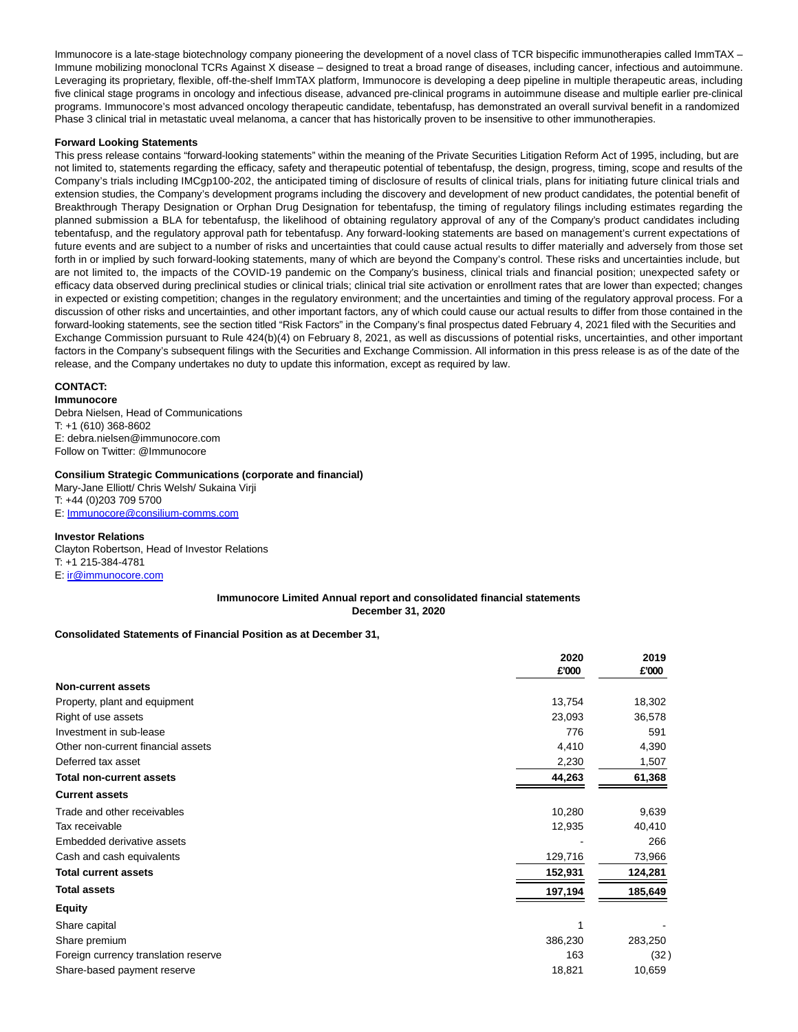Immunocore is a late-stage biotechnology company pioneering the development of a novel class of TCR bispecific immunotherapies called ImmTAX – Immune mobilizing monoclonal TCRs Against X disease – designed to treat a broad range of diseases, including cancer, infectious and autoimmune. Leveraging its proprietary, flexible, off-the-shelf ImmTAX platform, Immunocore is developing a deep pipeline in multiple therapeutic areas, including five clinical stage programs in oncology and infectious disease, advanced pre-clinical programs in autoimmune disease and multiple earlier pre-clinical programs. Immunocore's most advanced oncology therapeutic candidate, tebentafusp, has demonstrated an overall survival benefit in a randomized Phase 3 clinical trial in metastatic uveal melanoma, a cancer that has historically proven to be insensitive to other immunotherapies.

**Forward Looking Statements**

This press release contains "forward-looking statements" within the meaning of the Private Securities Litigation Reform Act of 1995, including, but are not limited to, statements regarding the efficacy, safety and therapeutic potential of tebentafusp, the design, progress, timing, scope and results of the Company's trials including IMCgp100-202, the anticipated timing of disclosure of results of clinical trials, plans for initiating future clinical trials and extension studies, the Company's development programs including the discovery and development of new product candidates, the potential benefit of Breakthrough Therapy Designation or Orphan Drug Designation for tebentafusp, the timing of regulatory filings including estimates regarding the planned submission a BLA for tebentafusp, the likelihood of obtaining regulatory approval of any of the Company's product candidates including tebentafusp, and the regulatory approval path for tebentafusp. Any forward-looking statements are based on management's current expectations of future events and are subject to a number of risks and uncertainties that could cause actual results to differ materially and adversely from those set forth in or implied by such forward-looking statements, many of which are beyond the Company's control. These risks and uncertainties include, but are not limited to, the impacts of the COVID-19 pandemic on the Company's business, clinical trials and financial position; unexpected safety or efficacy data observed during preclinical studies or clinical trials; clinical trial site activation or enrollment rates that are lower than expected; changes in expected or existing competition; changes in the regulatory environment; and the uncertainties and timing of the regulatory approval process. For a discussion of other risks and uncertainties, and other important factors, any of which could cause our actual results to differ from those contained in the forward-looking statements, see the section titled "Risk Factors" in the Company's final prospectus dated February 4, 2021 filed with the Securities and Exchange Commission pursuant to Rule 424(b)(4) on February 8, 2021, as well as discussions of potential risks, uncertainties, and other important factors in the Company's subsequent filings with the Securities and Exchange Commission. All information in this press release is as of the date of the release, and the Company undertakes no duty to update this information, except as required by law.

**CONTACT:**

**Immunocore**
Debra Nielsen, Head of Communications
T: +1 (610) 368-8602
E: debra.nielsen@immunocore.com
Follow on Twitter: @Immunocore

**Consilium Strategic Communications (corporate and financial)**
Mary-Jane Elliott/ Chris Welsh/ Sukaina Virji
T: +44 (0)203 709 5700
E: Immunocore@consilium-comms.com

**Investor Relations**
Clayton Robertson, Head of Investor Relations
T: +1 215-384-4781
E: ir@immunocore.com

**Immunocore Limited Annual report and consolidated financial statements**
**December 31, 2020**

**Consolidated Statements of Financial Position as at December 31,**

| | 2020 £'000 | 2019 £'000 |
|---|---|---|
| **Non-current assets** | | |
| Property, plant and equipment | 13,754 | 18,302 |
| Right of use assets | 23,093 | 36,578 |
| Investment in sub-lease | 776 | 591 |
| Other non-current financial assets | 4,410 | 4,390 |
| Deferred tax asset | 2,230 | 1,507 |
| **Total non-current assets** | **44,263** | **61,368** |
| **Current assets** | | |
| Trade and other receivables | 10,280 | 9,639 |
| Tax receivable | 12,935 | 40,410 |
| Embedded derivative assets | - | 266 |
| Cash and cash equivalents | 129,716 | 73,966 |
| **Total current assets** | **152,931** | **124,281** |
| **Total assets** | **197,194** | **185,649** |
| **Equity** | | |
| Share capital | 1 | - |
| Share premium | 386,230 | 283,250 |
| Foreign currency translation reserve | 163 | (32) |
| Share-based payment reserve | 18,821 | 10,659 |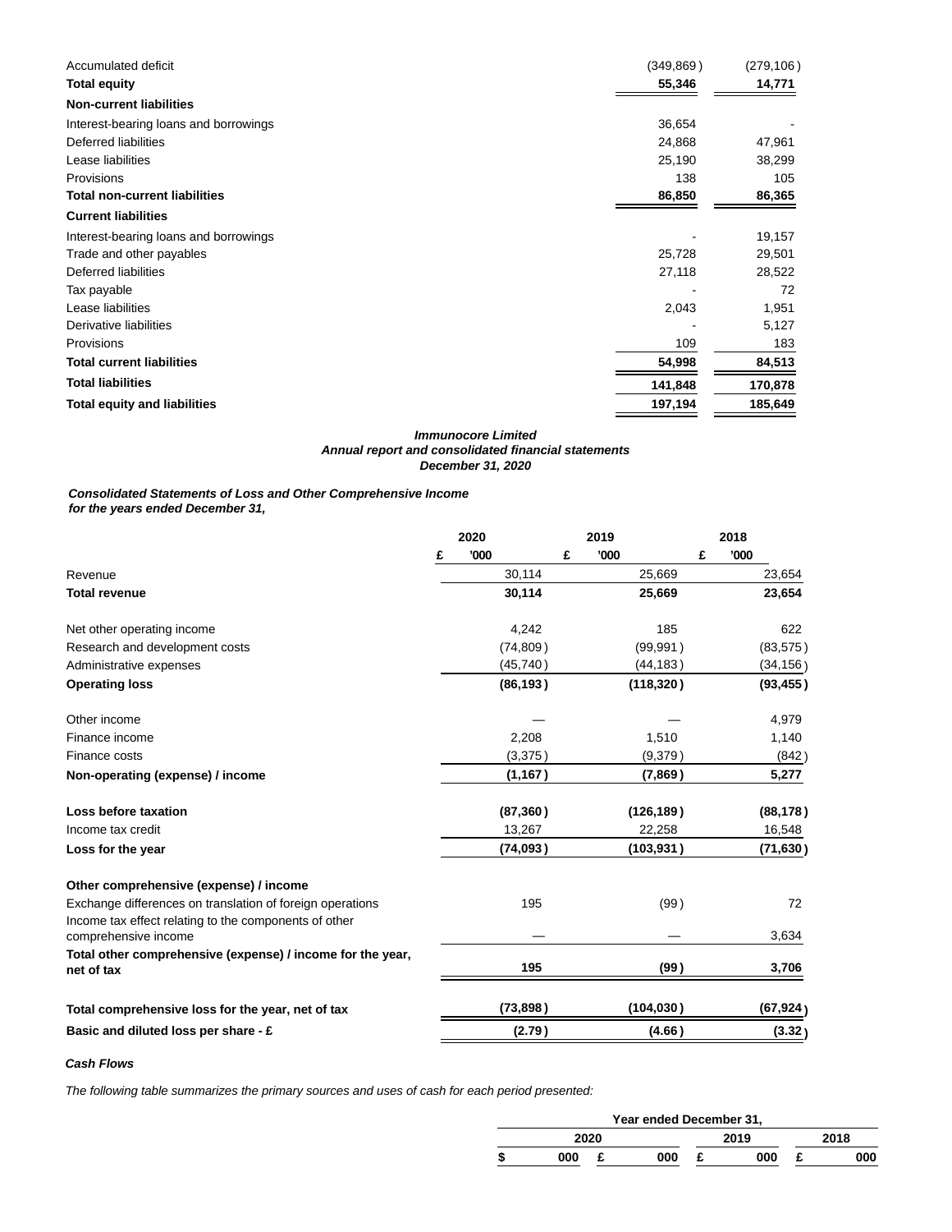| | | |
|---|---|---|
| Accumulated deficit | (349,869) | (279,106) |
| **Total equity** | **55,346** | **14,771** |
| **Non-current liabilities** | | |
| Interest-bearing loans and borrowings | 36,654 | - |
| Deferred liabilities | 24,868 | 47,961 |
| Lease liabilities | 25,190 | 38,299 |
| Provisions | 138 | 105 |
| **Total non-current liabilities** | **86,850** | **86,365** |
| **Current liabilities** | | |
| Interest-bearing loans and borrowings | - | 19,157 |
| Trade and other payables | 25,728 | 29,501 |
| Deferred liabilities | 27,118 | 28,522 |
| Tax payable | - | 72 |
| Lease liabilities | 2,043 | 1,951 |
| Derivative liabilities | - | 5,127 |
| Provisions | 109 | 183 |
| **Total current liabilities** | **54,998** | **84,513** |
| **Total liabilities** | **141,848** | **170,878** |
| **Total equity and liabilities** | **197,194** | **185,649** |

***Immunocore Limited***
***Annual report and consolidated financial statements***
***December 31, 2020***

***Consolidated Statements of Loss and Other Comprehensive Income***
***for the years ended December 31,***

| | 2020 | 2019 | 2018 |
|---|---|---|---|
| | £ '000 | £ '000 | £ '000 |
| Revenue | 30,114 | 25,669 | 23,654 |
| **Total revenue** | **30,114** | **25,669** | **23,654** |
| Net other operating income | 4,242 | 185 | 622 |
| Research and development costs | (74,809) | (99,991) | (83,575) |
| Administrative expenses | (45,740) | (44,183) | (34,156) |
| **Operating loss** | **(86,193)** | **(118,320)** | **(93,455)** |
| Other income | — | — | 4,979 |
| Finance income | 2,208 | 1,510 | 1,140 |
| Finance costs | (3,375) | (9,379) | (842) |
| **Non-operating (expense) / income** | **(1,167)** | **(7,869)** | **5,277** |
| **Loss before taxation** | **(87,360)** | **(126,189)** | **(88,178)** |
| Income tax credit | 13,267 | 22,258 | 16,548 |
| **Loss for the year** | **(74,093)** | **(103,931)** | **(71,630)** |
| **Other comprehensive (expense) / income** | | | |
| Exchange differences on translation of foreign operations | 195 | (99) | 72 |
| Income tax effect relating to the components of other comprehensive income | — | — | 3,634 |
| **Total other comprehensive (expense) / income for the year, net of tax** | **195** | **(99)** | **3,706** |
| **Total comprehensive loss for the year, net of tax** | **(73,898)** | **(104,030)** | **(67,924)** |
| **Basic and diluted loss per share - £** | **(2.79)** | **(4.66)** | **(3.32)** |

***Cash Flows***

*The following table summarizes the primary sources and uses of cash for each period presented:*

| | Year ended December 31, | | | |
|---|---|---|---|---|
| | 2020 | | 2019 | 2018 |
| | $ 000 | £ 000 | £ 000 | £ 000 |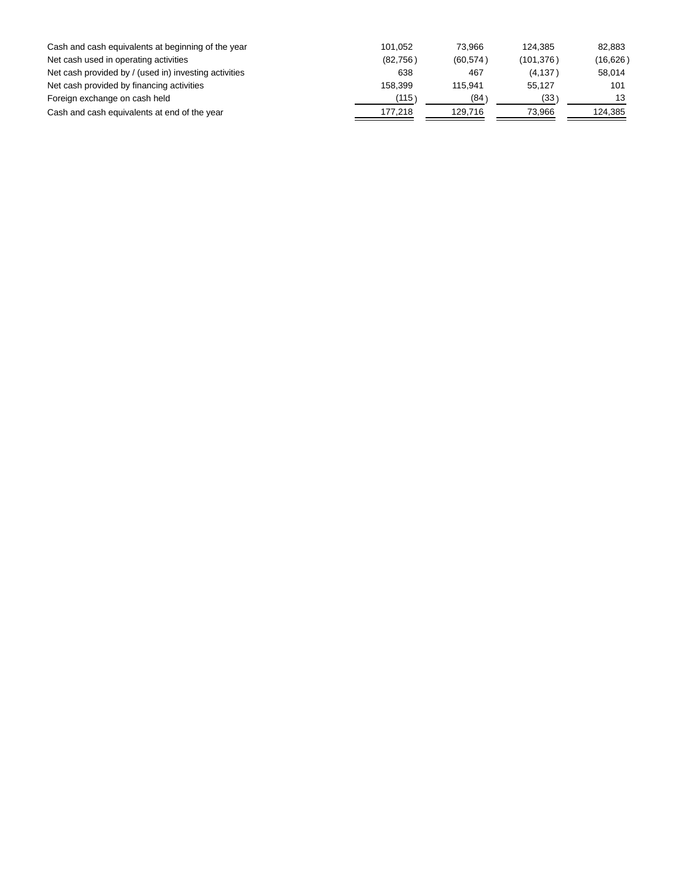| | | | | |
|---|---|---|---|---|
| Cash and cash equivalents at beginning of the year | 101,052 | 73,966 | 124,385 | 82,883 |
| Net cash used in operating activities | (82,756) | (60,574) | (101,376) | (16,626) |
| Net cash provided by / (used in) investing activities | 638 | 467 | (4,137) | 58,014 |
| Net cash provided by financing activities | 158,399 | 115,941 | 55,127 | 101 |
| Foreign exchange on cash held | (115) | (84) | (33) | 13 |
| Cash and cash equivalents at end of the year | 177,218 | 129,716 | 73,966 | 124,385 |